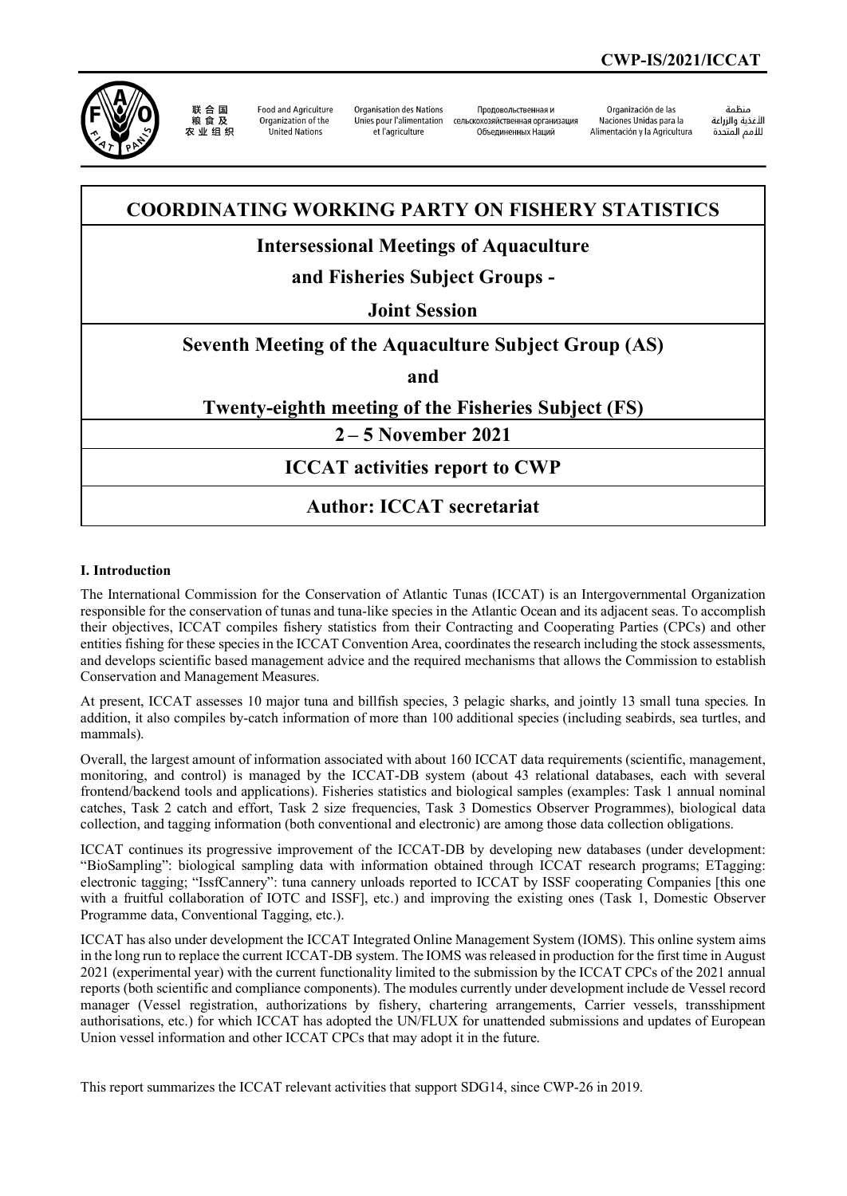CWP-IS/2021/ICCAT

联 合 国
粮 食 及
农 业 组 织

Food and Agriculture Organization of the United Nations

Organisation des Nations Unies pour l'alimentation et l'agriculture

Продовольственная и сельскохозяйственная организация Объединенных Наций

Organización de las Naciones Unidas para la Alimentación y la Agricultura

منظمة الأغذية والزراعة للأمم المتحدة

# COORDINATING WORKING PARTY ON FISHERY STATISTICS

## Intersessional Meetings of Aquaculture and Fisheries Subject Groups - Joint Session

## Seventh Meeting of the Aquaculture Subject Group (AS) and Twenty-eighth meeting of the Fisheries Subject (FS)

## 2 – 5 November 2021

## ICCAT activities report to CWP

## Author: ICCAT secretariat

### I. Introduction

The International Commission for the Conservation of Atlantic Tunas (ICCAT) is an Intergovernmental Organization responsible for the conservation of tunas and tuna-like species in the Atlantic Ocean and its adjacent seas. To accomplish their objectives, ICCAT compiles fishery statistics from their Contracting and Cooperating Parties (CPCs) and other entities fishing for these species in the ICCAT Convention Area, coordinates the research including the stock assessments, and develops scientific based management advice and the required mechanisms that allows the Commission to establish Conservation and Management Measures.

At present, ICCAT assesses 10 major tuna and billfish species, 3 pelagic sharks, and jointly 13 small tuna species. In addition, it also compiles by-catch information of more than 100 additional species (including seabirds, sea turtles, and mammals).

Overall, the largest amount of information associated with about 160 ICCAT data requirements (scientific, management, monitoring, and control) is managed by the ICCAT-DB system (about 43 relational databases, each with several frontend/backend tools and applications). Fisheries statistics and biological samples (examples: Task 1 annual nominal catches, Task 2 catch and effort, Task 2 size frequencies, Task 3 Domestics Observer Programmes), biological data collection, and tagging information (both conventional and electronic) are among those data collection obligations.

ICCAT continues its progressive improvement of the ICCAT-DB by developing new databases (under development: "BioSampling": biological sampling data with information obtained through ICCAT research programs; ETagging: electronic tagging; "IssfCannery": tuna cannery unloads reported to ICCAT by ISSF cooperating Companies [this one with a fruitful collaboration of IOTC and ISSF], etc.) and improving the existing ones (Task 1, Domestic Observer Programme data, Conventional Tagging, etc.).

ICCAT has also under development the ICCAT Integrated Online Management System (IOMS). This online system aims in the long run to replace the current ICCAT-DB system. The IOMS was released in production for the first time in August 2021 (experimental year) with the current functionality limited to the submission by the ICCAT CPCs of the 2021 annual reports (both scientific and compliance components). The modules currently under development include de Vessel record manager (Vessel registration, authorizations by fishery, chartering arrangements, Carrier vessels, transshipment authorisations, etc.) for which ICCAT has adopted the UN/FLUX for unattended submissions and updates of European Union vessel information and other ICCAT CPCs that may adopt it in the future.

This report summarizes the ICCAT relevant activities that support SDG14, since CWP-26 in 2019.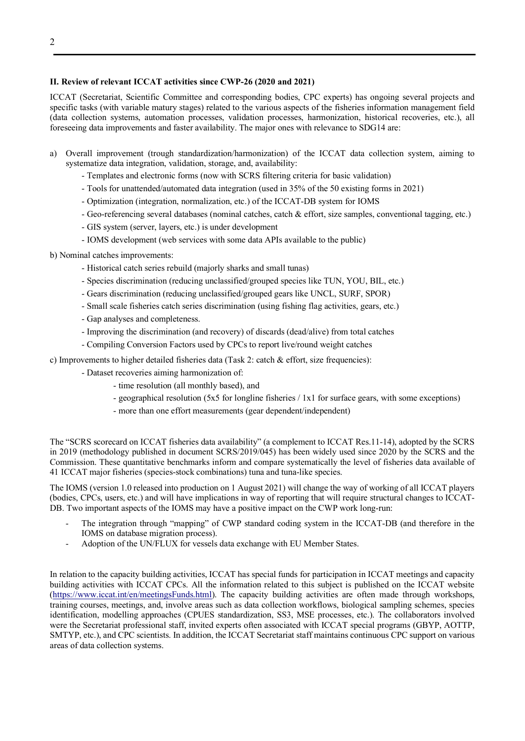**II. Review of relevant ICCAT activities since CWP-26 (2020 and 2021)**

ICCAT (Secretariat, Scientific Committee and corresponding bodies, CPC experts) has ongoing several projects and specific tasks (with variable matury stages) related to the various aspects of the fisheries information management field (data collection systems, automation processes, validation processes, harmonization, historical recoveries, etc.), all foreseeing data improvements and faster availability. The major ones with relevance to SDG14 are:

a) Overall improvement (trough standardization/harmonization) of the ICCAT data collection system, aiming to systematize data integration, validation, storage, and, availability:
   - Templates and electronic forms (now with SCRS filtering criteria for basic validation)
   - Tools for unattended/automated data integration (used in 35% of the 50 existing forms in 2021)
   - Optimization (integration, normalization, etc.) of the ICCAT-DB system for IOMS
   - Geo-referencing several databases (nominal catches, catch & effort, size samples, conventional tagging, etc.)
   - GIS system (server, layers, etc.) is under development
   - IOMS development (web services with some data APIs available to the public)

b) Nominal catches improvements:
   - Historical catch series rebuild (majorly sharks and small tunas)
   - Species discrimination (reducing unclassified/grouped species like TUN, YOU, BIL, etc.)
   - Gears discrimination (reducing unclassified/grouped gears like UNCL, SURF, SPOR)
   - Small scale fisheries catch series discrimination (using fishing flag activities, gears, etc.)
   - Gap analyses and completeness.
   - Improving the discrimination (and recovery) of discards (dead/alive) from total catches
   - Compiling Conversion Factors used by CPCs to report live/round weight catches

c) Improvements to higher detailed fisheries data (Task 2: catch & effort, size frequencies):
   - Dataset recoveries aiming harmonization of:
     - time resolution (all monthly based), and
     - geographical resolution (5x5 for longline fisheries / 1x1 for surface gears, with some exceptions)
     - more than one effort measurements (gear dependent/independent)

The "SCRS scorecard on ICCAT fisheries data availability" (a complement to ICCAT Res.11-14), adopted by the SCRS in 2019 (methodology published in document SCRS/2019/045) has been widely used since 2020 by the SCRS and the Commission. These quantitative benchmarks inform and compare systematically the level of fisheries data available of 41 ICCAT major fisheries (species-stock combinations) tuna and tuna-like species.

The IOMS (version 1.0 released into production on 1 August 2021) will change the way of working of all ICCAT players (bodies, CPCs, users, etc.) and will have implications in way of reporting that will require structural changes to ICCAT-DB. Two important aspects of the IOMS may have a positive impact on the CWP work long-run:

- The integration through "mapping" of CWP standard coding system in the ICCAT-DB (and therefore in the IOMS on database migration process).
- Adoption of the UN/FLUX for vessels data exchange with EU Member States.

In relation to the capacity building activities, ICCAT has special funds for participation in ICCAT meetings and capacity building activities with ICCAT CPCs. All the information related to this subject is published on the ICCAT website (https://www.iccat.int/en/meetingsFunds.html). The capacity building activities are often made through workshops, training courses, meetings, and, involve areas such as data collection workflows, biological sampling schemes, species identification, modelling approaches (CPUES standardization, SS3, MSE processes, etc.). The collaborators involved were the Secretariat professional staff, invited experts often associated with ICCAT special programs (GBYP, AOTTP, SMTYP, etc.), and CPC scientists. In addition, the ICCAT Secretariat staff maintains continuous CPC support on various areas of data collection systems.